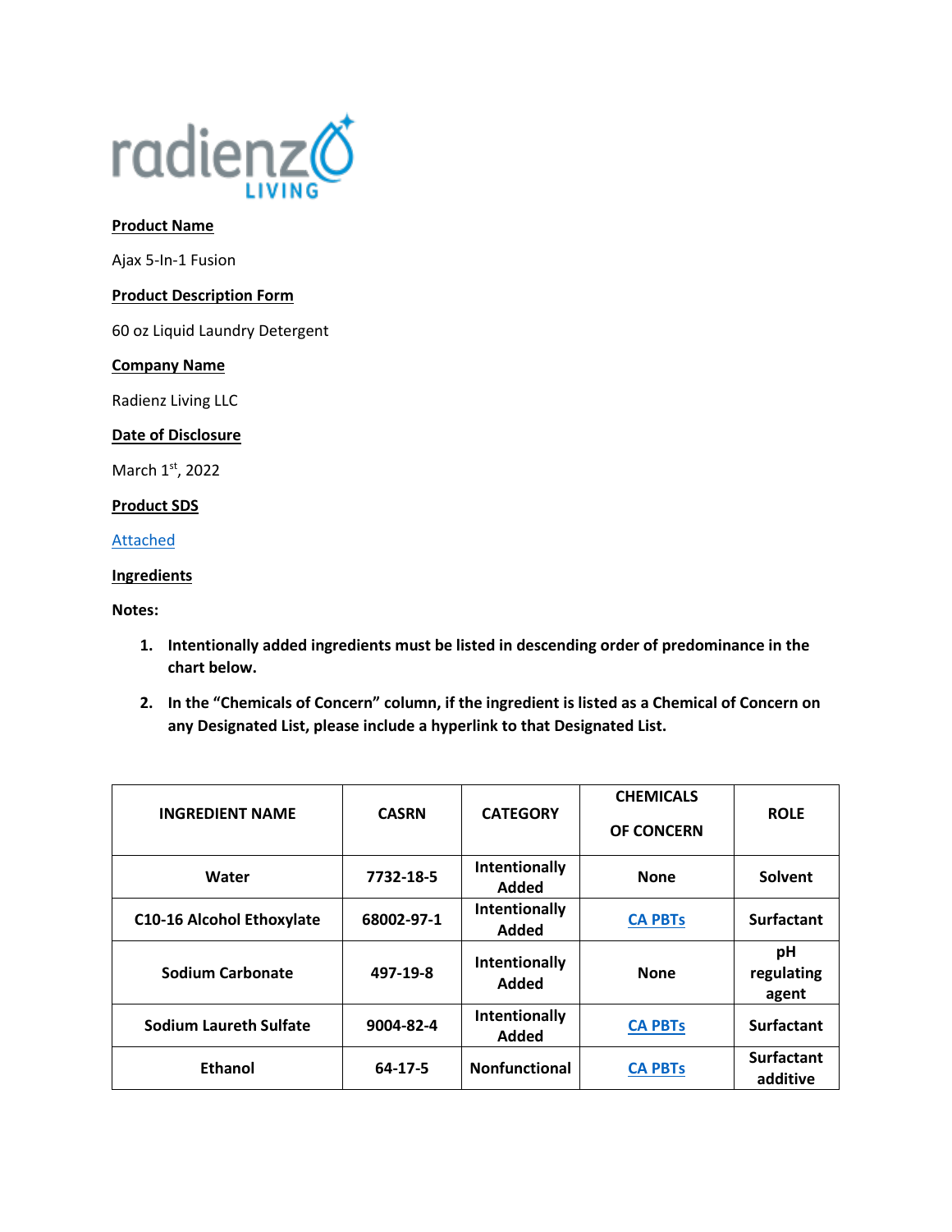radienz LIVING

**Product Name**

Ajax 5-In-1 Fusion

**Product Description Form**

60 oz Liquid Laundry Detergent

**Company Name**

Radienz Living LLC

**Date of Disclosure**

March 1st, 2022

**Product SDS**

Attached

**Ingredients**

**Notes:**

1. **Intentionally added ingredients must be listed in descending order of predominance in the chart below.**
2. **In the "Chemicals of Concern" column, if the ingredient is listed as a Chemical of Concern on any Designated List, please include a hyperlink to that Designated List.**

| INGREDIENT NAME | CASRN | CATEGORY | CHEMICALS OF CONCERN | ROLE |
|---|---|---|---|---|
| Water | 7732-18-5 | Intentionally Added | None | Solvent |
| C10-16 Alcohol Ethoxylate | 68002-97-1 | Intentionally Added | CA PBTs | Surfactant |
| Sodium Carbonate | 497-19-8 | Intentionally Added | None | pH regulating agent |
| Sodium Laureth Sulfate | 9004-82-4 | Intentionally Added | CA PBTs | Surfactant |
| Ethanol | 64-17-5 | Nonfunctional | CA PBTs | Surfactant additive |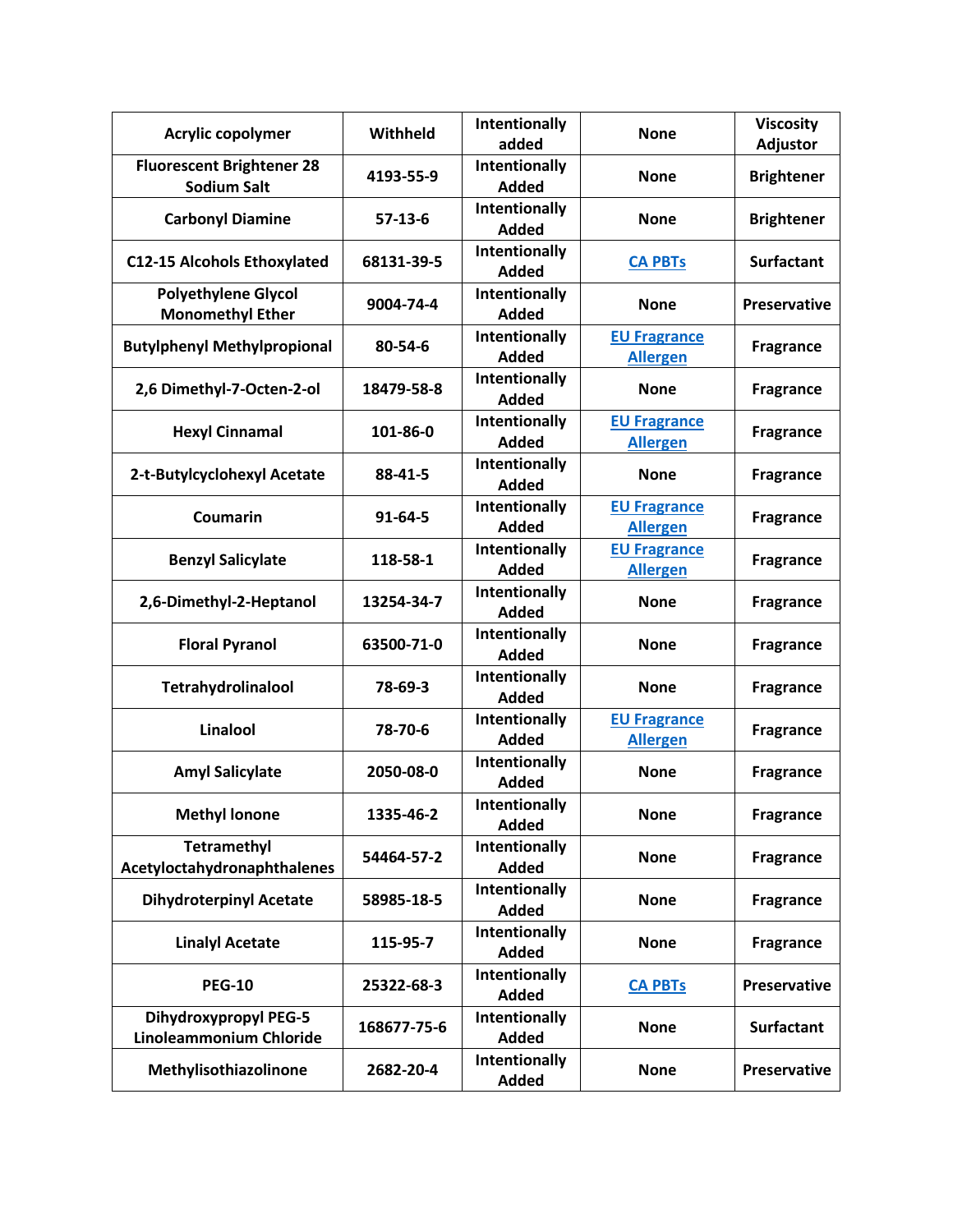| Acrylic copolymer | Withheld | Intentionally added | None | Viscosity Adjustor |
|---|---|---|---|---|
| Fluorescent Brightener 28 Sodium Salt | 4193-55-9 | Intentionally Added | None | Brightener |
| Carbonyl Diamine | 57-13-6 | Intentionally Added | None | Brightener |
| C12-15 Alcohols Ethoxylated | 68131-39-5 | Intentionally Added | CA PBTs | Surfactant |
| Polyethylene Glycol Monomethyl Ether | 9004-74-4 | Intentionally Added | None | Preservative |
| Butylphenyl Methylpropional | 80-54-6 | Intentionally Added | EU Fragrance Allergen | Fragrance |
| 2,6 Dimethyl-7-Octen-2-ol | 18479-58-8 | Intentionally Added | None | Fragrance |
| Hexyl Cinnamal | 101-86-0 | Intentionally Added | EU Fragrance Allergen | Fragrance |
| 2-t-Butylcyclohexyl Acetate | 88-41-5 | Intentionally Added | None | Fragrance |
| Coumarin | 91-64-5 | Intentionally Added | EU Fragrance Allergen | Fragrance |
| Benzyl Salicylate | 118-58-1 | Intentionally Added | EU Fragrance Allergen | Fragrance |
| 2,6-Dimethyl-2-Heptanol | 13254-34-7 | Intentionally Added | None | Fragrance |
| Floral Pyranol | 63500-71-0 | Intentionally Added | None | Fragrance |
| Tetrahydrolinalool | 78-69-3 | Intentionally Added | None | Fragrance |
| Linalool | 78-70-6 | Intentionally Added | EU Fragrance Allergen | Fragrance |
| Amyl Salicylate | 2050-08-0 | Intentionally Added | None | Fragrance |
| Methyl Ionone | 1335-46-2 | Intentionally Added | None | Fragrance |
| Tetramethyl Acetyloctahydronaphthalenes | 54464-57-2 | Intentionally Added | None | Fragrance |
| Dihydroterpinyl Acetate | 58985-18-5 | Intentionally Added | None | Fragrance |
| Linalyl Acetate | 115-95-7 | Intentionally Added | None | Fragrance |
| PEG-10 | 25322-68-3 | Intentionally Added | CA PBTs | Preservative |
| Dihydroxypropyl PEG-5 Linoleammonium Chloride | 168677-75-6 | Intentionally Added | None | Surfactant |
| Methylisothiazolinone | 2682-20-4 | Intentionally Added | None | Preservative |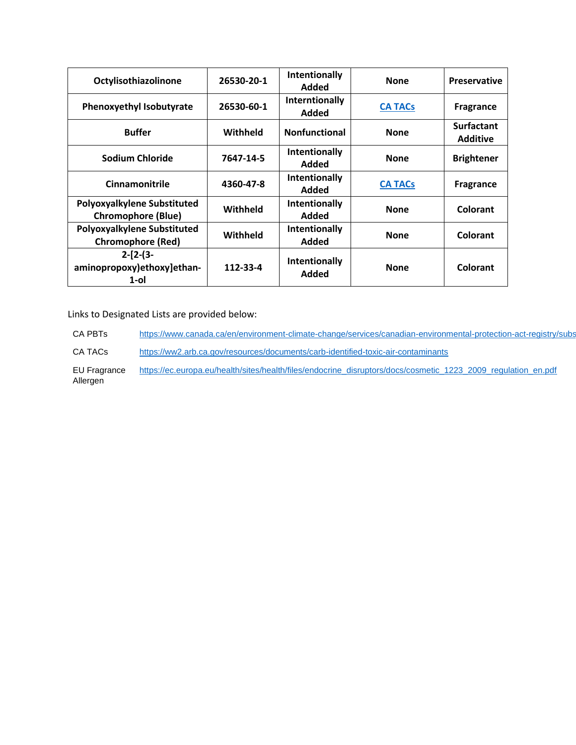| | | | | |
|---|---|---|---|---|
| **Octylisothiazolinone** | **26530-20-1** | **Intentionally Added** | **None** | **Preservative** |
| **Phenoxyethyl Isobutyrate** | **26530-60-1** | **Interntionally Added** | **CA TACs** | **Fragrance** |
| **Buffer** | **Withheld** | **Nonfunctional** | **None** | **Surfactant Additive** |
| **Sodium Chloride** | **7647-14-5** | **Intentionally Added** | **None** | **Brightener** |
| **Cinnamonitrile** | **4360-47-8** | **Intentionally Added** | **CA TACs** | **Fragrance** |
| **Polyoxyalkylene Substituted Chromophore (Blue)** | **Withheld** | **Intentionally Added** | **None** | **Colorant** |
| **Polyoxyalkylene Substituted Chromophore (Red)** | **Withheld** | **Intentionally Added** | **None** | **Colorant** |
| **2-[2-(3-aminopropoxy)ethoxy]ethan-1-ol** | **112-33-4** | **Intentionally Added** | **None** | **Colorant** |

Links to Designated Lists are provided below:

CA PBTs https://www.canada.ca/en/environment-climate-change/services/canadian-environmental-protection-act-registry/subs

CA TACs https://ww2.arb.ca.gov/resources/documents/carb-identified-toxic-air-contaminants

EU Fragrance Allergen https://ec.europa.eu/health/sites/health/files/endocrine_disruptors/docs/cosmetic_1223_2009_regulation_en.pdf